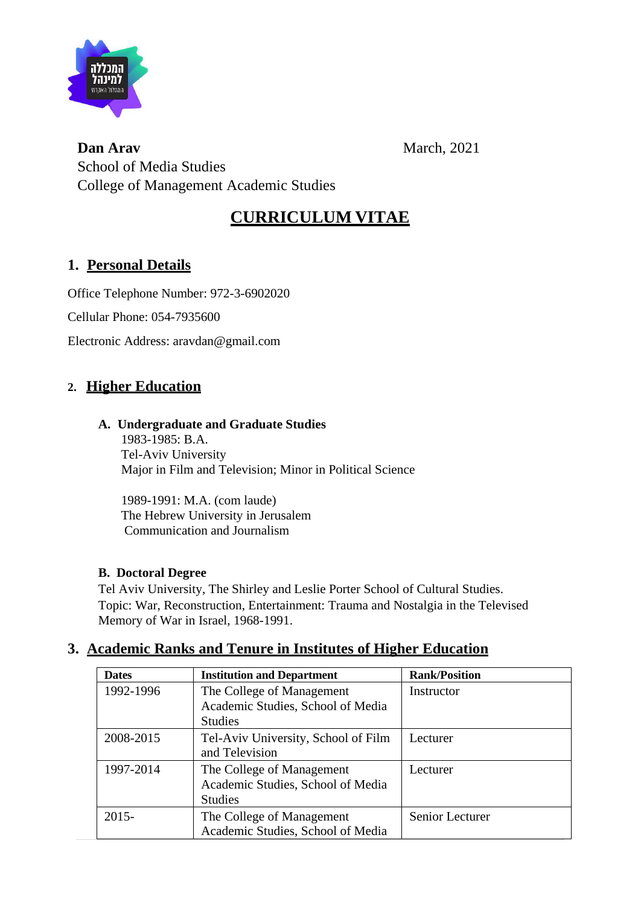**Dan Arav** March, 2021
School of Media Studies
College of Management Academic Studies

# CURRICULUM VITAE

## 1. Personal Details

Office Telephone Number: 972-3-6902020

Cellular Phone: 054-7935600

Electronic Address: aravdan@gmail.com

## 2. Higher Education

### A. Undergraduate and Graduate Studies

1983-1985: B.A.
Tel-Aviv University
Major in Film and Television; Minor in Political Science

1989-1991: M.A. (com laude)
The Hebrew University in Jerusalem
Communication and Journalism

### B. Doctoral Degree

Tel Aviv University, The Shirley and Leslie Porter School of Cultural Studies.
Topic: War, Reconstruction, Entertainment: Trauma and Nostalgia in the Televised Memory of War in Israel, 1968-1991.

## 3. Academic Ranks and Tenure in Institutes of Higher Education

| Dates | Institution and Department | Rank/Position |
|---|---|---|
| 1992-1996 | The College of Management Academic Studies, School of Media Studies | Instructor |
| 2008-2015 | Tel-Aviv University, School of Film and Television | Lecturer |
| 1997-2014 | The College of Management Academic Studies, School of Media Studies | Lecturer |
| 2015- | The College of Management Academic Studies, School of Media | Senior Lecturer |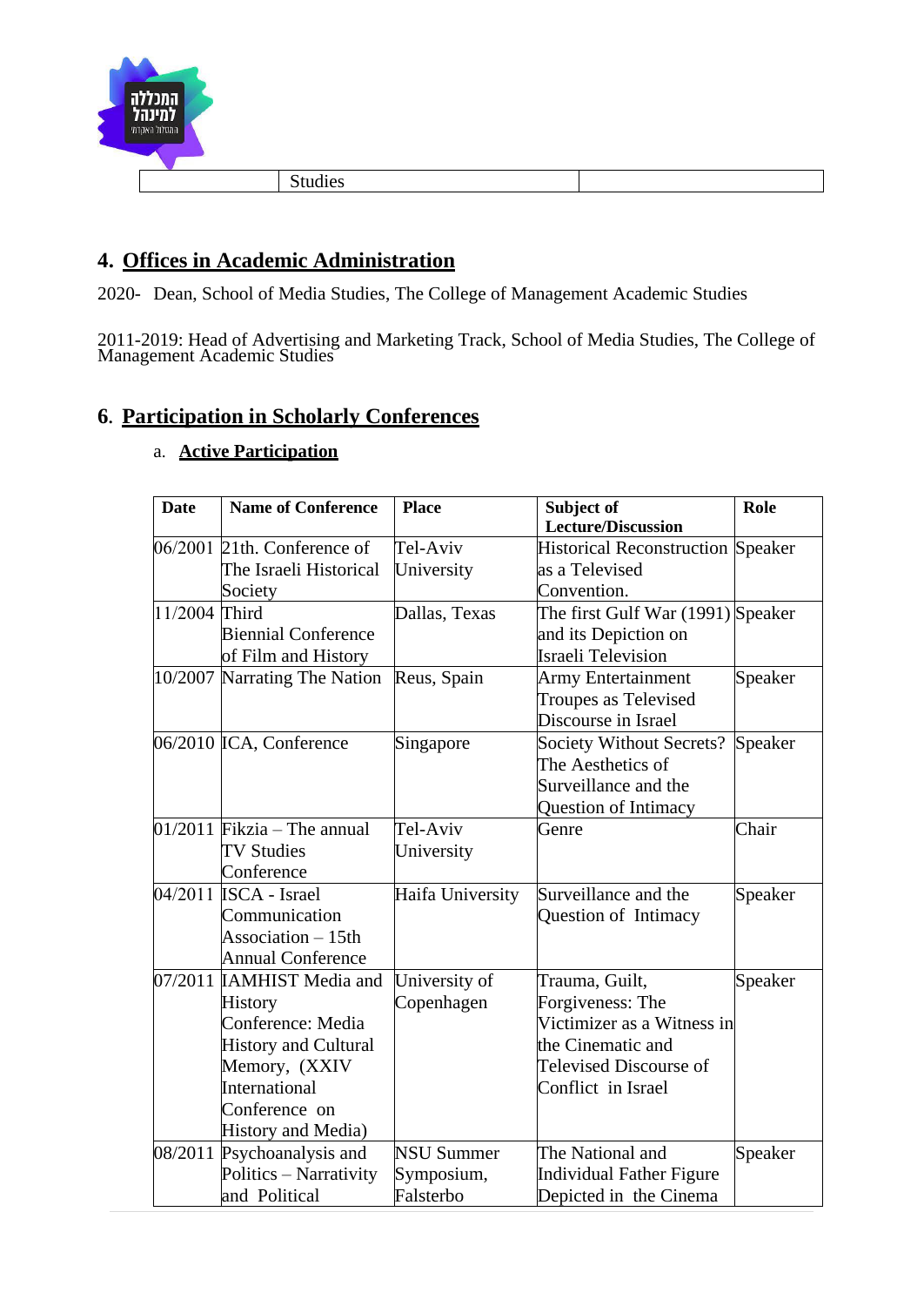| | Studies | |
|---|---|---|

## 4. Offices in Academic Administration

2020- Dean, School of Media Studies, The College of Management Academic Studies

2011-2019: Head of Advertising and Marketing Track, School of Media Studies, The College of Management Academic Studies

## 6. Participation in Scholarly Conferences

### a. Active Participation

| Date | Name of Conference | Place | Subject of Lecture/Discussion | Role |
|---|---|---|---|---|
| 06/2001 | 21th. Conference of The Israeli Historical Society | Tel-Aviv University | Historical Reconstruction as a Televised Convention. | Speaker |
| 11/2004 | Third Biennial Conference of Film and History | Dallas, Texas | The first Gulf War (1991) and its Depiction on Israeli Television | Speaker |
| 10/2007 | Narrating The Nation | Reus, Spain | Army Entertainment Troupes as Televised Discourse in Israel | Speaker |
| 06/2010 | ICA, Conference | Singapore | Society Without Secrets? The Aesthetics of Surveillance and the Question of Intimacy | Speaker |
| 01/2011 | Fikzia – The annual TV Studies Conference | Tel-Aviv University | Genre | Chair |
| 04/2011 | ISCA - Israel Communication Association – 15th Annual Conference | Haifa University | Surveillance and the Question of Intimacy | Speaker |
| 07/2011 | IAMHIST Media and History Conference: Media History and Cultural Memory, (XXIV International Conference on History and Media) | University of Copenhagen | Trauma, Guilt, Forgiveness: The Victimizer as a Witness in the Cinematic and Televised Discourse of Conflict in Israel | Speaker |
| 08/2011 | Psychoanalysis and Politics – Narrativity and Political | NSU Summer Symposium, Falsterbo | The National and Individual Father Figure Depicted in the Cinema | Speaker |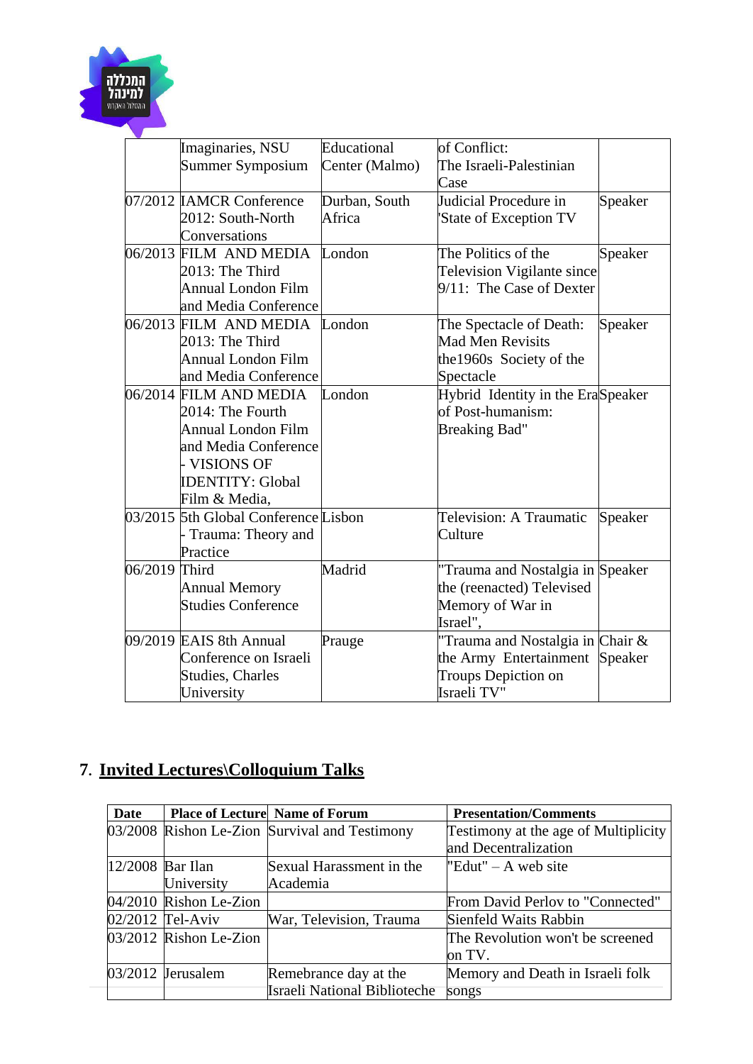| | | | | |
|---|---|---|---|---|
| | Imaginaries, NSU Summer Symposium | Educational Center (Malmo) | of Conflict: The Israeli-Palestinian Case | |
| 07/2012 | IAMCR Conference 2012: South-North Conversations | Durban, South Africa | Judicial Procedure in 'State of Exception TV | Speaker |
| 06/2013 | FILM AND MEDIA 2013: The Third Annual London Film and Media Conference | London | The Politics of the Television Vigilante since 9/11: The Case of Dexter | Speaker |
| 06/2013 | FILM AND MEDIA 2013: The Third Annual London Film and Media Conference | London | The Spectacle of Death: Mad Men Revisits the1960s Society of the Spectacle | Speaker |
| 06/2014 | FILM AND MEDIA 2014: The Fourth Annual London Film and Media Conference - VISIONS OF IDENTITY: Global Film & Media, | London | Hybrid Identity in the Era of Post-humanism: Breaking Bad" | Speaker |
| 03/2015 | 5th Global Conference - Trauma: Theory and Practice | Lisbon | Television: A Traumatic Culture | Speaker |
| 06/2019 | Third Annual Memory Studies Conference | Madrid | "Trauma and Nostalgia in the (reenacted) Televised Memory of War in Israel", | Speaker |
| 09/2019 | EAIS 8th Annual Conference on Israeli Studies, Charles University | Prauge | "Trauma and Nostalgia in the Army Entertainment Troups Depiction on Israeli TV" | Chair & Speaker |

## 7. Invited Lectures\Colloquium Talks

| Date | Place of Lecture | Name of Forum | Presentation/Comments |
|---|---|---|---|
| 03/2008 | Rishon Le-Zion | Survival and Testimony | Testimony at the age of Multiplicity and Decentralization |
| 12/2008 | Bar Ilan University | Sexual Harassment in the Academia | "Edut" – A web site |
| 04/2010 | Rishon Le-Zion | | From David Perlov to "Connected" |
| 02/2012 | Tel-Aviv | War, Television, Trauma | Sienfeld Waits Rabbin |
| 03/2012 | Rishon Le-Zion | | The Revolution won't be screened on TV. |
| 03/2012 | Jerusalem | Remebrance day at the Israeli National Biblioteche | Memory and Death in Israeli folk songs |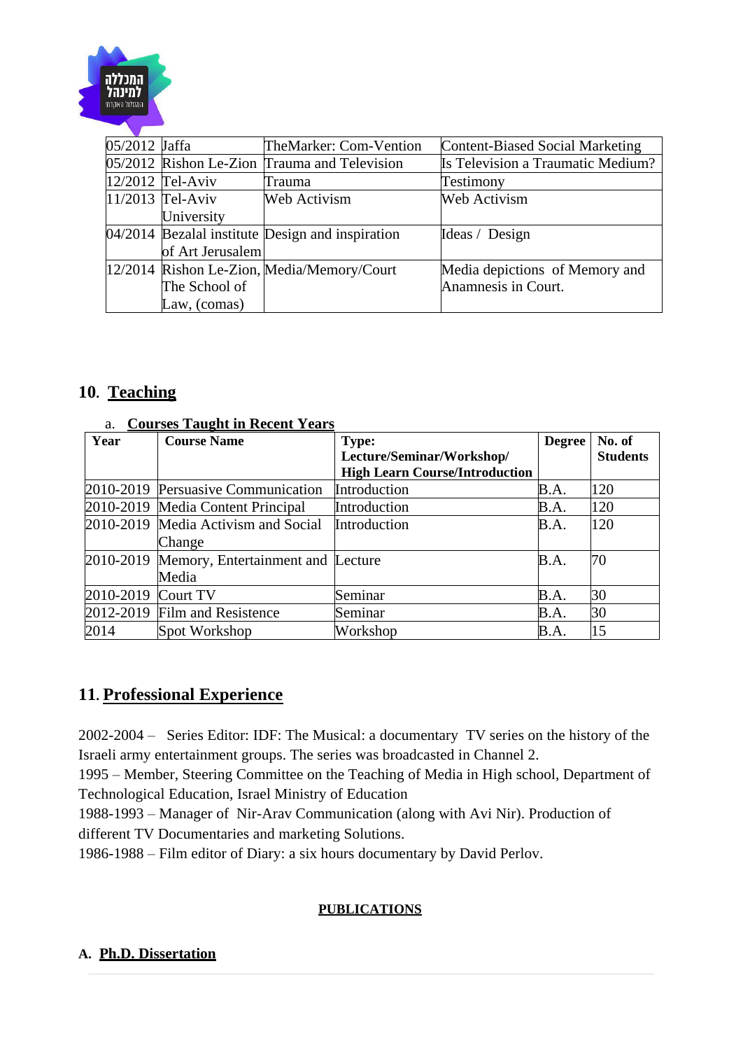| | | | |
|---|---|---|---|
| 05/2012 | Jaffa | TheMarker: Com-Vention | Content-Biased Social Marketing |
| 05/2012 | Rishon Le-Zion | Trauma and Television | Is Television a Traumatic Medium? |
| 12/2012 | Tel-Aviv | Trauma | Testimony |
| 11/2013 | Tel-Aviv University | Web Activism | Web Activism |
| 04/2014 | Bezalal institute of Art Jerusalem | Design and inspiration | Ideas / Design |
| 12/2014 | Rishon Le-Zion, The School of Law, (comas) | Media/Memory/Court | Media depictions of Memory and Anamnesis in Court. |

## 10. Teaching

a. **Courses Taught in Recent Years**

| Year | Course Name | Type: Lecture/Seminar/Workshop/ High Learn Course/Introduction | Degree | No. of Students |
|---|---|---|---|---|
| 2010-2019 | Persuasive Communication | Introduction | B.A. | 120 |
| 2010-2019 | Media Content Principal | Introduction | B.A. | 120 |
| 2010-2019 | Media Activism and Social Change | Introduction | B.A. | 120 |
| 2010-2019 | Memory, Entertainment and Media | Lecture | B.A. | 70 |
| 2010-2019 | Court TV | Seminar | B.A. | 30 |
| 2012-2019 | Film and Resistence | Seminar | B.A. | 30 |
| 2014 | Spot Workshop | Workshop | B.A. | 15 |

## 11. Professional Experience

2002-2004 – Series Editor: IDF: The Musical: a documentary TV series on the history of the Israeli army entertainment groups. The series was broadcasted in Channel 2.
1995 – Member, Steering Committee on the Teaching of Media in High school, Department of Technological Education, Israel Ministry of Education
1988-1993 – Manager of Nir-Arav Communication (along with Avi Nir). Production of different TV Documentaries and marketing Solutions.
1986-1988 – Film editor of Diary: a six hours documentary by David Perlov.

**PUBLICATIONS**

### A. Ph.D. Dissertation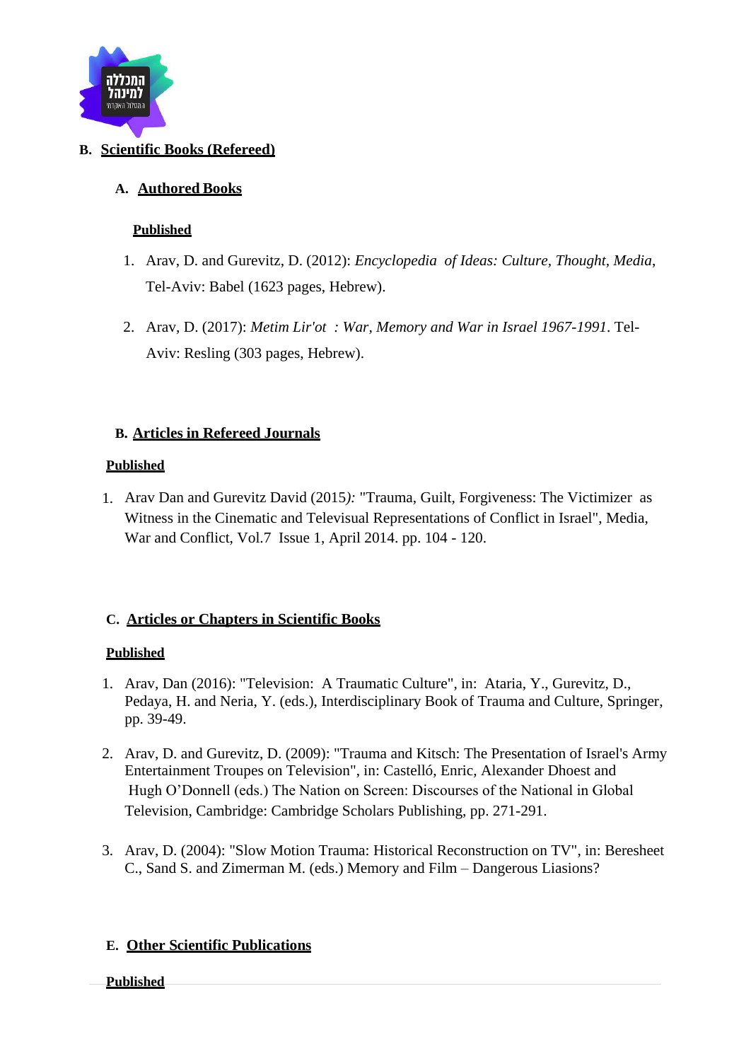## B. Scientific Books (Refereed)

### A. Authored Books

**Published**

1. Arav, D. and Gurevitz, D. (2012): *Encyclopedia of Ideas: Culture, Thought, Media*, Tel-Aviv: Babel (1623 pages, Hebrew).

2. Arav, D. (2017): *Metim Lir'ot : War, Memory and War in Israel 1967-1991*. Tel-Aviv: Resling (303 pages, Hebrew).

### B. Articles in Refereed Journals

**Published**

1. Arav Dan and Gurevitz David (2015): "Trauma, Guilt, Forgiveness: The Victimizer as Witness in the Cinematic and Televisual Representations of Conflict in Israel", Media, War and Conflict, Vol.7 Issue 1, April 2014. pp. 104 - 120.

### C. Articles or Chapters in Scientific Books

**Published**

1. Arav, Dan (2016): "Television: A Traumatic Culture", in: Ataria, Y., Gurevitz, D., Pedaya, H. and Neria, Y. (eds.), Interdisciplinary Book of Trauma and Culture, Springer, pp. 39-49.

2. Arav, D. and Gurevitz, D. (2009): "Trauma and Kitsch: The Presentation of Israel's Army Entertainment Troupes on Television", in: Castelló, Enric, Alexander Dhoest and Hugh O'Donnell (eds.) The Nation on Screen: Discourses of the National in Global Television, Cambridge: Cambridge Scholars Publishing, pp. 271-291.

3. Arav, D. (2004): "Slow Motion Trauma: Historical Reconstruction on TV", in: Beresheet C., Sand S. and Zimerman M. (eds.) Memory and Film – Dangerous Liasions?

### E. Other Scientific Publications

**Published**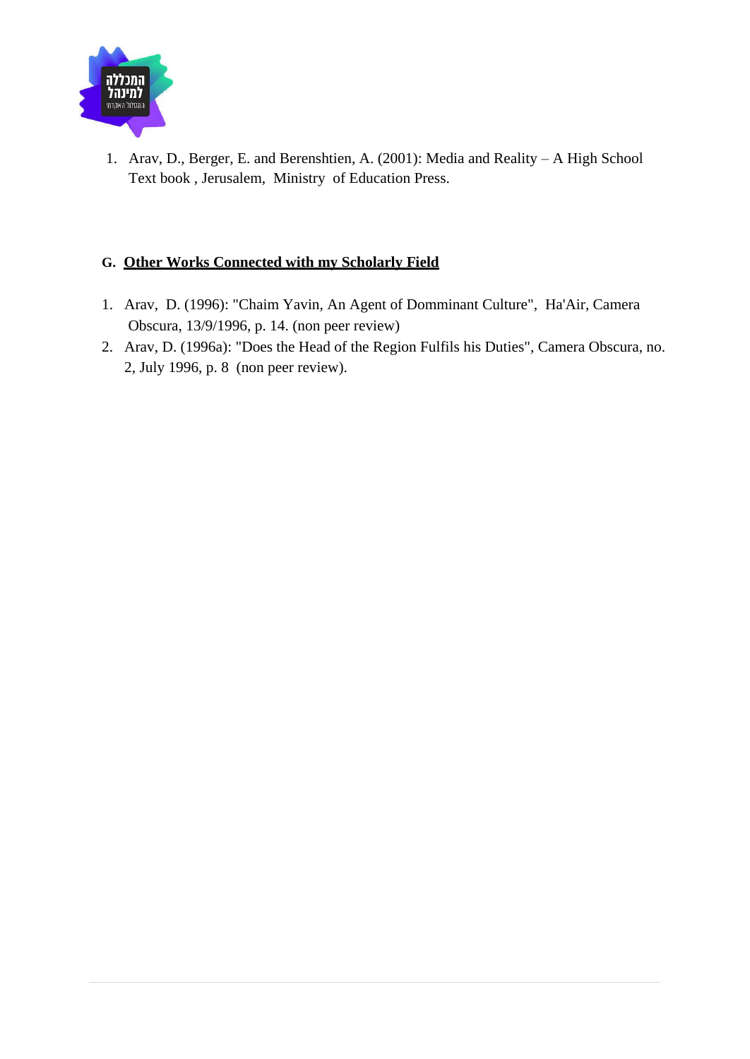1. Arav, D., Berger, E. and Berenshtien, A. (2001): Media and Reality – A High School Text book , Jerusalem, Ministry of Education Press.

**G. <u>Other Works Connected with my Scholarly Field</u>**

1. Arav, D. (1996): "Chaim Yavin, An Agent of Domminant Culture", Ha'Air, Camera Obscura, 13/9/1996, p. 14. (non peer review)
2. Arav, D. (1996a): "Does the Head of the Region Fulfils his Duties", Camera Obscura, no. 2, July 1996, p. 8 (non peer review).